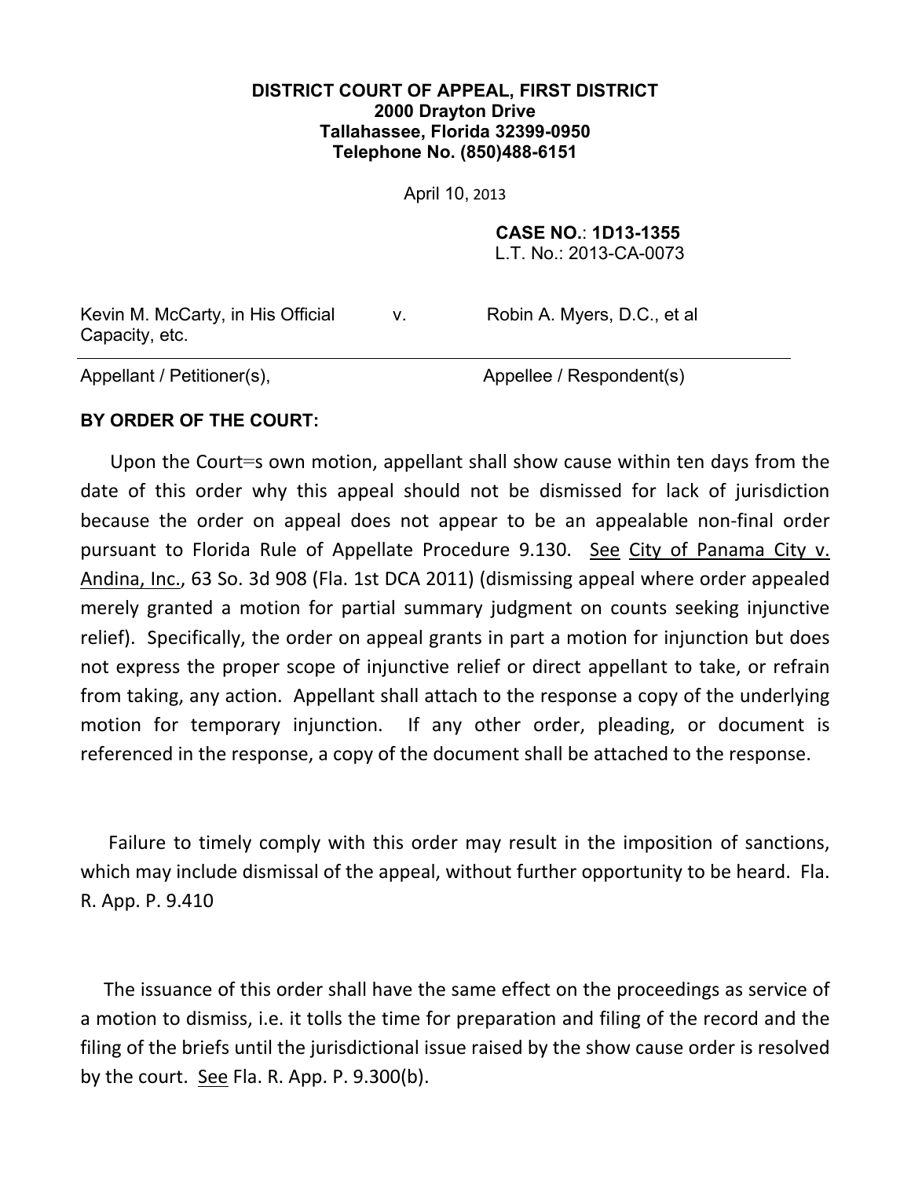**DISTRICT COURT OF APPEAL, FIRST DISTRICT**
**2000 Drayton Drive**
**Tallahassee, Florida 32399-0950**
**Telephone No. (850)488-6151**

April 10, 2013

**CASE NO.**: **1D13-1355**
L.T. No.: 2013-CA-0073

| | | |
|---|---|---|
| Kevin M. McCarty, in His Official Capacity, etc. | v. | Robin A. Myers, D.C., et al |
| Appellant / Petitioner(s), | | Appellee / Respondent(s) |

**BY ORDER OF THE COURT:**

Upon the Court=s own motion, appellant shall show cause within ten days from the date of this order why this appeal should not be dismissed for lack of jurisdiction because the order on appeal does not appear to be an appealable non-final order pursuant to Florida Rule of Appellate Procedure 9.130. See City of Panama City v. Andina, Inc., 63 So. 3d 908 (Fla. 1st DCA 2011) (dismissing appeal where order appealed merely granted a motion for partial summary judgment on counts seeking injunctive relief). Specifically, the order on appeal grants in part a motion for injunction but does not express the proper scope of injunctive relief or direct appellant to take, or refrain from taking, any action. Appellant shall attach to the response a copy of the underlying motion for temporary injunction. If any other order, pleading, or document is referenced in the response, a copy of the document shall be attached to the response.

Failure to timely comply with this order may result in the imposition of sanctions, which may include dismissal of the appeal, without further opportunity to be heard. Fla. R. App. P. 9.410

The issuance of this order shall have the same effect on the proceedings as service of a motion to dismiss, i.e. it tolls the time for preparation and filing of the record and the filing of the briefs until the jurisdictional issue raised by the show cause order is resolved by the court. See Fla. R. App. P. 9.300(b).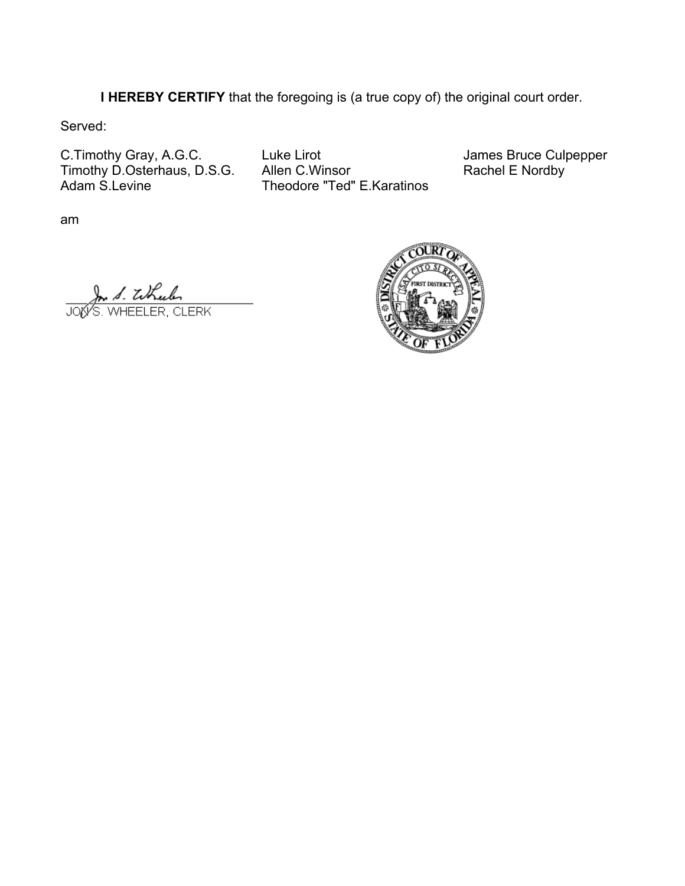**I HEREBY CERTIFY** that the foregoing is (a true copy of) the original court order.

Served:

C.Timothy Gray, A.G.C.
Timothy D.Osterhaus, D.S.G.
Adam S.Levine
Luke Lirot
Allen C.Winsor
Theodore "Ted" E.Karatinos
James Bruce Culpepper
Rachel E Nordby

am

JON S. WHEELER, CLERK